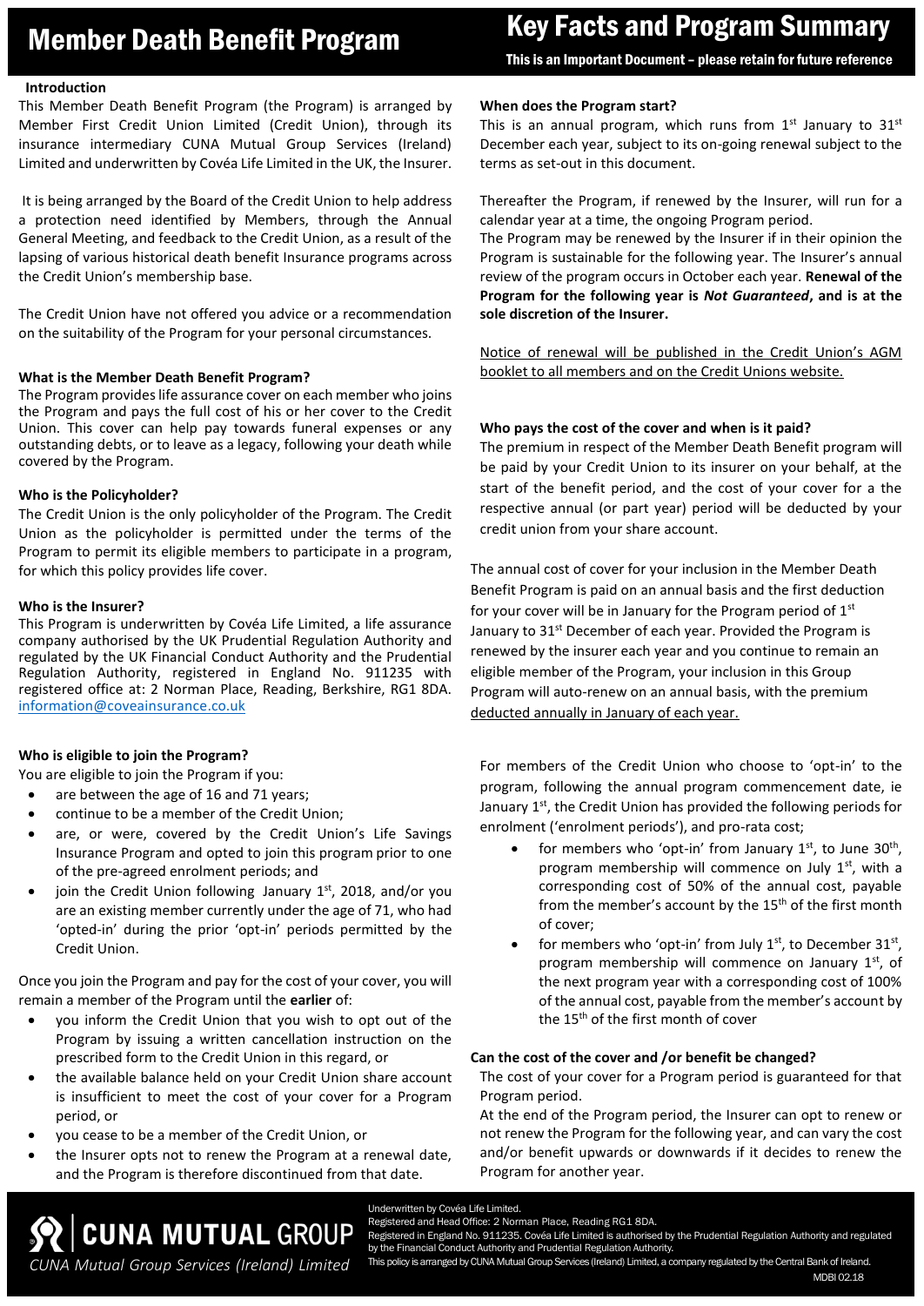# Member Death Benefit Program

# Key Facts and Program Summary

**This is an Important Document – please retain for future reference**

### Introduction

This Member Death Benefit Program (the Program) is arranged by Member First Credit Union Limited (Credit Union), through its insurance intermediary CUNA Mutual Group Services (Ireland) Limited and underwritten by Covéa Life Limited in the UK, the Insurer.

It is being arranged by the Board of the Credit Union to help address a protection need identified by Members, through the Annual General Meeting, and feedback to the Credit Union, as a result of the lapsing of various historical death benefit Insurance programs across the Credit Union's membership base.

The Credit Union have not offered you advice or a recommendation on the suitability of the Program for your personal circumstances.

### What is the Member Death Benefit Program?

The Program provides life assurance cover on each member who joins the Program and pays the full cost of his or her cover to the Credit Union. This cover can help pay towards funeral expenses or any outstanding debts, or to leave as a legacy, following your death while covered by the Program.

### Who is the Policyholder?

The Credit Union is the only policyholder of the Program. The Credit Union as the policyholder is permitted under the terms of the Program to permit its eligible members to participate in a program, for which this policy provides life cover.

### Who is the Insurer?

This Program is underwritten by Covéa Life Limited, a life assurance company authorised by the UK Prudential Regulation Authority and regulated by the UK Financial Conduct Authority and the Prudential Regulation Authority, registered in England No. 911235 with registered office at: 2 Norman Place, Reading, Berkshire, RG1 8DA. information@coveainsurance.co.uk

### Who is eligible to join the Program?

You are eligible to join the Program if you:

- are between the age of 16 and 71 years;
- continue to be a member of the Credit Union;
- are, or were, covered by the Credit Union's Life Savings Insurance Program and opted to join this program prior to one of the pre-agreed enrolment periods; and
- join the Credit Union following January 1st, 2018, and/or you are an existing member currently under the age of 71, who had 'opted-in' during the prior 'opt-in' periods permitted by the Credit Union.

Once you join the Program and pay for the cost of your cover, you will remain a member of the Program until the **earlier** of:

- you inform the Credit Union that you wish to opt out of the Program by issuing a written cancellation instruction on the prescribed form to the Credit Union in this regard, or
- the available balance held on your Credit Union share account is insufficient to meet the cost of your cover for a Program period, or
- you cease to be a member of the Credit Union, or
- the Insurer opts not to renew the Program at a renewal date, and the Program is therefore discontinued from that date.

### When does the Program start?

This is an annual program, which runs from 1st January to 31st December each year, subject to its on-going renewal subject to the terms as set-out in this document.

Thereafter the Program, if renewed by the Insurer, will run for a calendar year at a time, the ongoing Program period.

The Program may be renewed by the Insurer if in their opinion the Program is sustainable for the following year. The Insurer's annual review of the program occurs in October each year. **Renewal of the Program for the following year is *Not Guaranteed*, and is at the sole discretion of the Insurer.**

Notice of renewal will be published in the Credit Union's AGM booklet to all members and on the Credit Unions website.

### Who pays the cost of the cover and when is it paid?

The premium in respect of the Member Death Benefit program will be paid by your Credit Union to its insurer on your behalf, at the start of the benefit period, and the cost of your cover for a the respective annual (or part year) period will be deducted by your credit union from your share account.

The annual cost of cover for your inclusion in the Member Death Benefit Program is paid on an annual basis and the first deduction for your cover will be in January for the Program period of 1st January to 31st December of each year. Provided the Program is renewed by the insurer each year and you continue to remain an eligible member of the Program, your inclusion in this Group Program will auto-renew on an annual basis, with the premium deducted annually in January of each year.

For members of the Credit Union who choose to 'opt-in' to the program, following the annual program commencement date, ie January 1st, the Credit Union has provided the following periods for enrolment ('enrolment periods'), and pro-rata cost;

- for members who 'opt-in' from January 1st, to June 30th, program membership will commence on July 1st, with a corresponding cost of 50% of the annual cost, payable from the member's account by the 15th of the first month of cover;
- for members who 'opt-in' from July 1st, to December 31st, program membership will commence on January 1st, of the next program year with a corresponding cost of 100% of the annual cost, payable from the member's account by the 15th of the first month of cover

### Can the cost of the cover and /or benefit be changed?

The cost of your cover for a Program period is guaranteed for that Program period.

At the end of the Program period, the Insurer can opt to renew or not renew the Program for the following year, and can vary the cost and/or benefit upwards or downwards if it decides to renew the Program for another year.

CUNA MUTUAL GROUP
*CUNA Mutual Group Services (Ireland) Limited*

Underwritten by Covéa Life Limited.
Registered and Head Office: 2 Norman Place, Reading RG1 8DA.
Registered in England No. 911235. Covéa Life Limited is authorised by the Prudential Regulation Authority and regulated by the Financial Conduct Authority and Prudential Regulation Authority.
This policy is arranged by CUNA Mutual Group Services (Ireland) Limited, a company regulated by the Central Bank of Ireland.
MDBI 02.18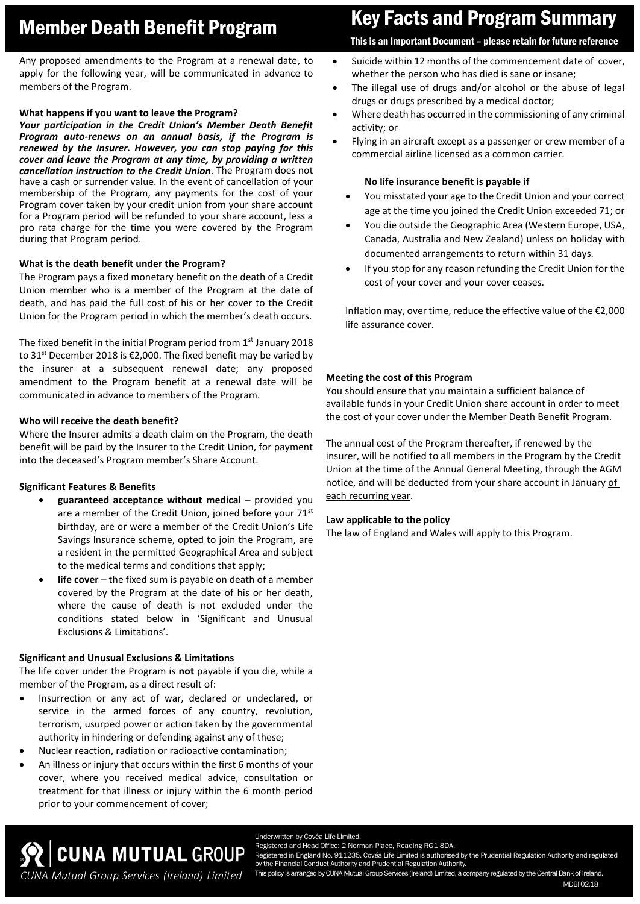# Member Death Benefit Program

# Key Facts and Program Summary

**This is an Important Document – please retain for future reference**

Any proposed amendments to the Program at a renewal date, to apply for the following year, will be communicated in advance to members of the Program.

**What happens if you want to leave the Program?**

***Your participation in the Credit Union's Member Death Benefit Program auto-renews on an annual basis, if the Program is renewed by the Insurer. However, you can stop paying for this cover and leave the Program at any time, by providing a written cancellation instruction to the Credit Union*.** The Program does not have a cash or surrender value. In the event of cancellation of your membership of the Program, any payments for the cost of your Program cover taken by your credit union from your share account for a Program period will be refunded to your share account, less a pro rata charge for the time you were covered by the Program during that Program period.

**What is the death benefit under the Program?**

The Program pays a fixed monetary benefit on the death of a Credit Union member who is a member of the Program at the date of death, and has paid the full cost of his or her cover to the Credit Union for the Program period in which the member's death occurs.

The fixed benefit in the initial Program period from 1st January 2018 to 31st December 2018 is €2,000. The fixed benefit may be varied by the insurer at a subsequent renewal date; any proposed amendment to the Program benefit at a renewal date will be communicated in advance to members of the Program.

**Who will receive the death benefit?**

Where the Insurer admits a death claim on the Program, the death benefit will be paid by the Insurer to the Credit Union, for payment into the deceased's Program member's Share Account.

**Significant Features & Benefits**

- **guaranteed acceptance without medical** – provided you are a member of the Credit Union, joined before your 71st birthday, are or were a member of the Credit Union's Life Savings Insurance scheme, opted to join the Program, are a resident in the permitted Geographical Area and subject to the medical terms and conditions that apply;
- **life cover** – the fixed sum is payable on death of a member covered by the Program at the date of his or her death, where the cause of death is not excluded under the conditions stated below in 'Significant and Unusual Exclusions & Limitations'.

**Significant and Unusual Exclusions & Limitations**

The life cover under the Program is **not** payable if you die, while a member of the Program, as a direct result of:

- Insurrection or any act of war, declared or undeclared, or service in the armed forces of any country, revolution, terrorism, usurped power or action taken by the governmental authority in hindering or defending against any of these;
- Nuclear reaction, radiation or radioactive contamination;
- An illness or injury that occurs within the first 6 months of your cover, where you received medical advice, consultation or treatment for that illness or injury within the 6 month period prior to your commencement of cover;
- Suicide within 12 months of the commencement date of cover, whether the person who has died is sane or insane;
- The illegal use of drugs and/or alcohol or the abuse of legal drugs or drugs prescribed by a medical doctor;
- Where death has occurred in the commissioning of any criminal activity; or
- Flying in an aircraft except as a passenger or crew member of a commercial airline licensed as a common carrier.

**No life insurance benefit is payable if**

- You misstated your age to the Credit Union and your correct age at the time you joined the Credit Union exceeded 71; or
- You die outside the Geographic Area (Western Europe, USA, Canada, Australia and New Zealand) unless on holiday with documented arrangements to return within 31 days.
- If you stop for any reason refunding the Credit Union for the cost of your cover and your cover ceases.

Inflation may, over time, reduce the effective value of the €2,000 life assurance cover.

**Meeting the cost of this Program**

You should ensure that you maintain a sufficient balance of available funds in your Credit Union share account in order to meet the cost of your cover under the Member Death Benefit Program.

The annual cost of the Program thereafter, if renewed by the insurer, will be notified to all members in the Program by the Credit Union at the time of the Annual General Meeting, through the AGM notice, and will be deducted from your share account in January of each recurring year.

**Law applicable to the policy**

The law of England and Wales will apply to this Program.

CUNA MUTUAL GROUP

CUNA Mutual Group Services (Ireland) Limited

Underwritten by Covéa Life Limited.
Registered and Head Office: 2 Norman Place, Reading RG1 8DA.
Registered in England No. 911235. Covéa Life Limited is authorised by the Prudential Regulation Authority and regulated by the Financial Conduct Authority and Prudential Regulation Authority.
This policy is arranged by CUNA Mutual Group Services (Ireland) Limited, a company regulated by the Central Bank of Ireland.

MDBI 02.18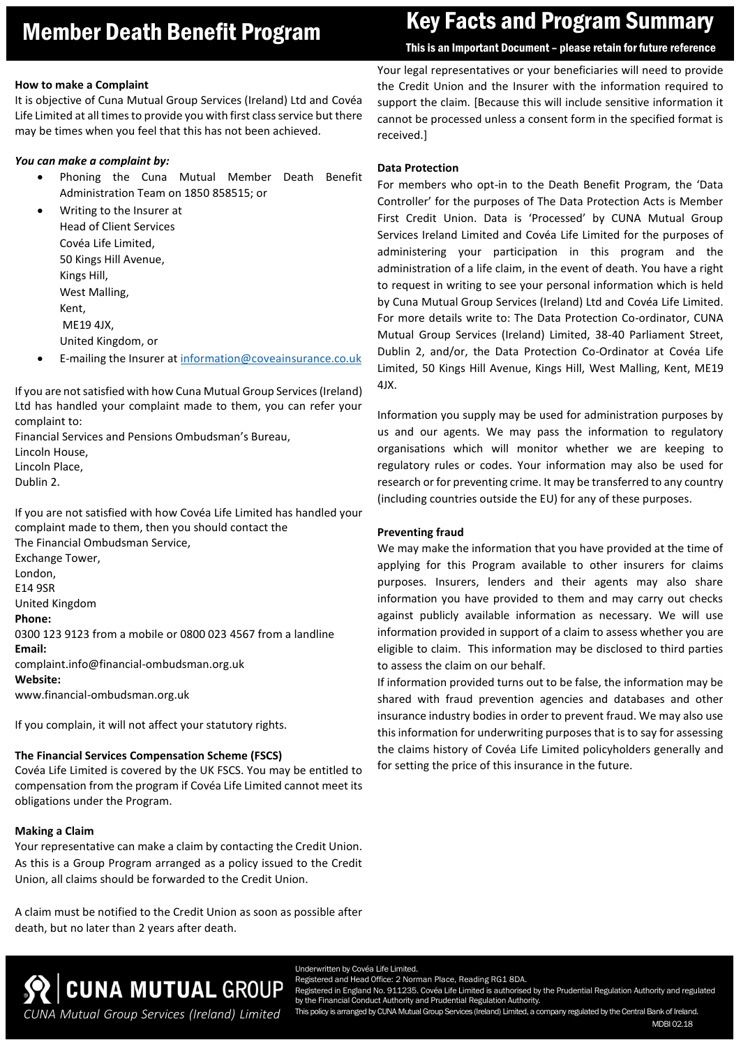# Member Death Benefit Program

# Key Facts and Program Summary

**This is an Important Document – please retain for future reference**

### How to make a Complaint

It is objective of Cuna Mutual Group Services (Ireland) Ltd and Covéa Life Limited at all times to provide you with first class service but there may be times when you feel that this has not been achieved.

***You can make a complaint by:***

- Phoning the Cuna Mutual Member Death Benefit Administration Team on 1850 858515; or
- Writing to the Insurer at
  Head of Client Services
  Covéa Life Limited,
  50 Kings Hill Avenue,
  Kings Hill,
  West Malling,
  Kent,
  ME19 4JX,
  United Kingdom, or
- E-mailing the Insurer at information@coveainsurance.co.uk

If you are not satisfied with how Cuna Mutual Group Services (Ireland) Ltd has handled your complaint made to them, you can refer your complaint to:
Financial Services and Pensions Ombudsman's Bureau,
Lincoln House,
Lincoln Place,
Dublin 2.

If you are not satisfied with how Covéa Life Limited has handled your complaint made to them, then you should contact the
The Financial Ombudsman Service,
Exchange Tower,
London,
E14 9SR
United Kingdom

**Phone:**
0300 123 9123 from a mobile or 0800 023 4567 from a landline
**Email:**
complaint.info@financial-ombudsman.org.uk
**Website:**
www.financial-ombudsman.org.uk

If you complain, it will not affect your statutory rights.

### The Financial Services Compensation Scheme (FSCS)

Covéa Life Limited is covered by the UK FSCS. You may be entitled to compensation from the program if Covéa Life Limited cannot meet its obligations under the Program.

### Making a Claim

Your representative can make a claim by contacting the Credit Union. As this is a Group Program arranged as a policy issued to the Credit Union, all claims should be forwarded to the Credit Union.

A claim must be notified to the Credit Union as soon as possible after death, but no later than 2 years after death.

Your legal representatives or your beneficiaries will need to provide the Credit Union and the Insurer with the information required to support the claim. [Because this will include sensitive information it cannot be processed unless a consent form in the specified format is received.]

### Data Protection

For members who opt-in to the Death Benefit Program, the 'Data Controller' for the purposes of The Data Protection Acts is Member First Credit Union. Data is 'Processed' by CUNA Mutual Group Services Ireland Limited and Covéa Life Limited for the purposes of administering your participation in this program and the administration of a life claim, in the event of death. You have a right to request in writing to see your personal information which is held by Cuna Mutual Group Services (Ireland) Ltd and Covéa Life Limited. For more details write to: The Data Protection Co-ordinator, CUNA Mutual Group Services (Ireland) Limited, 38-40 Parliament Street, Dublin 2, and/or, the Data Protection Co-Ordinator at Covéa Life Limited, 50 Kings Hill Avenue, Kings Hill, West Malling, Kent, ME19 4JX.

Information you supply may be used for administration purposes by us and our agents. We may pass the information to regulatory organisations which will monitor whether we are keeping to regulatory rules or codes. Your information may also be used for research or for preventing crime. It may be transferred to any country (including countries outside the EU) for any of these purposes.

### Preventing fraud

We may make the information that you have provided at the time of applying for this Program available to other insurers for claims purposes. Insurers, lenders and their agents may also share information you have provided to them and may carry out checks against publicly available information as necessary. We will use information provided in support of a claim to assess whether you are eligible to claim. This information may be disclosed to third parties to assess the claim on our behalf.
If information provided turns out to be false, the information may be shared with fraud prevention agencies and databases and other insurance industry bodies in order to prevent fraud. We may also use this information for underwriting purposes that is to say for assessing the claims history of Covéa Life Limited policyholders generally and for setting the price of this insurance in the future.

CUNA MUTUAL GROUP
*CUNA Mutual Group Services (Ireland) Limited*

Underwritten by Covéa Life Limited.
Registered and Head Office: 2 Norman Place, Reading RG1 8DA.
Registered in England No. 911235. Covéa Life Limited is authorised by the Prudential Regulation Authority and regulated by the Financial Conduct Authority and Prudential Regulation Authority.
This policy is arranged by CUNA Mutual Group Services (Ireland) Limited, a company regulated by the Central Bank of Ireland.
MDBI 02.18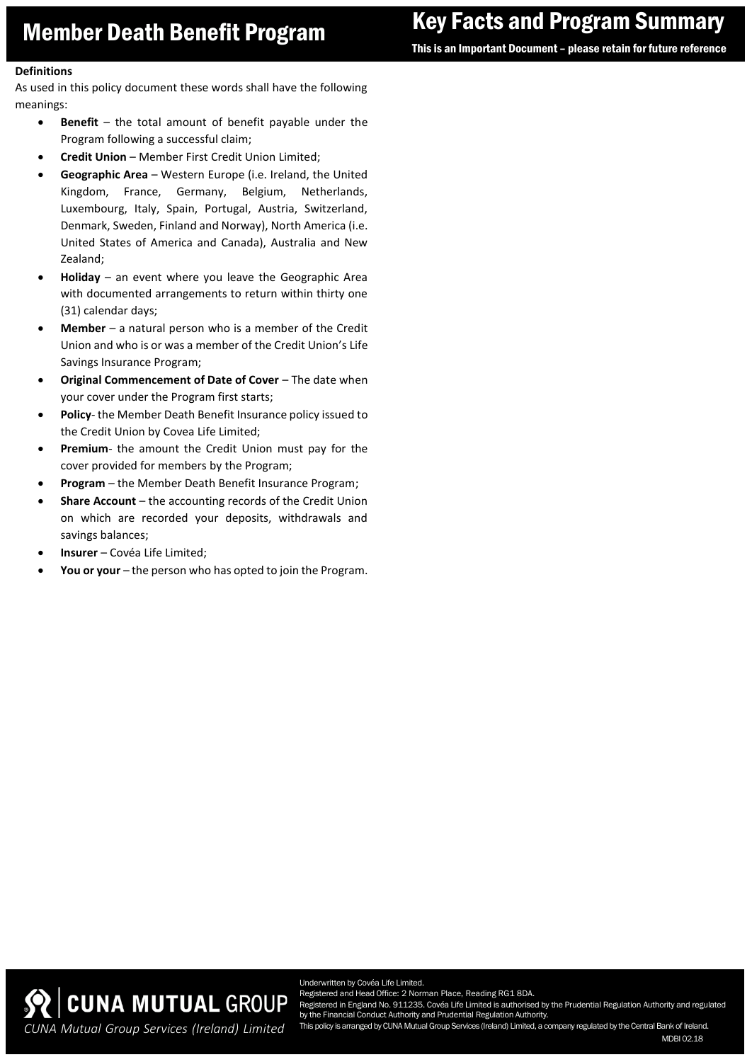## Definitions

As used in this policy document these words shall have the following meanings:

- **Benefit** – the total amount of benefit payable under the Program following a successful claim;
- **Credit Union** – Member First Credit Union Limited;
- **Geographic Area** – Western Europe (i.e. Ireland, the United Kingdom, France, Germany, Belgium, Netherlands, Luxembourg, Italy, Spain, Portugal, Austria, Switzerland, Denmark, Sweden, Finland and Norway), North America (i.e. United States of America and Canada), Australia and New Zealand;
- **Holiday** – an event where you leave the Geographic Area with documented arrangements to return within thirty one (31) calendar days;
- **Member** – a natural person who is a member of the Credit Union and who is or was a member of the Credit Union's Life Savings Insurance Program;
- **Original Commencement of Date of Cover** – The date when your cover under the Program first starts;
- **Policy**- the Member Death Benefit Insurance policy issued to the Credit Union by Covea Life Limited;
- **Premium**- the amount the Credit Union must pay for the cover provided for members by the Program;
- **Program** – the Member Death Benefit Insurance Program;
- **Share Account** – the accounting records of the Credit Union on which are recorded your deposits, withdrawals and savings balances;
- **Insurer** – Covéa Life Limited;
- **You or your** – the person who has opted to join the Program.

CUNA MUTUAL GROUP

*CUNA Mutual Group Services (Ireland) Limited*

Underwritten by Covéa Life Limited.
Registered and Head Office: 2 Norman Place, Reading RG1 8DA.
Registered in England No. 911235. Covéa Life Limited is authorised by the Prudential Regulation Authority and regulated by the Financial Conduct Authority and Prudential Regulation Authority.
This policy is arranged by CUNA Mutual Group Services (Ireland) Limited, a company regulated by the Central Bank of Ireland.

MDBI 02.18